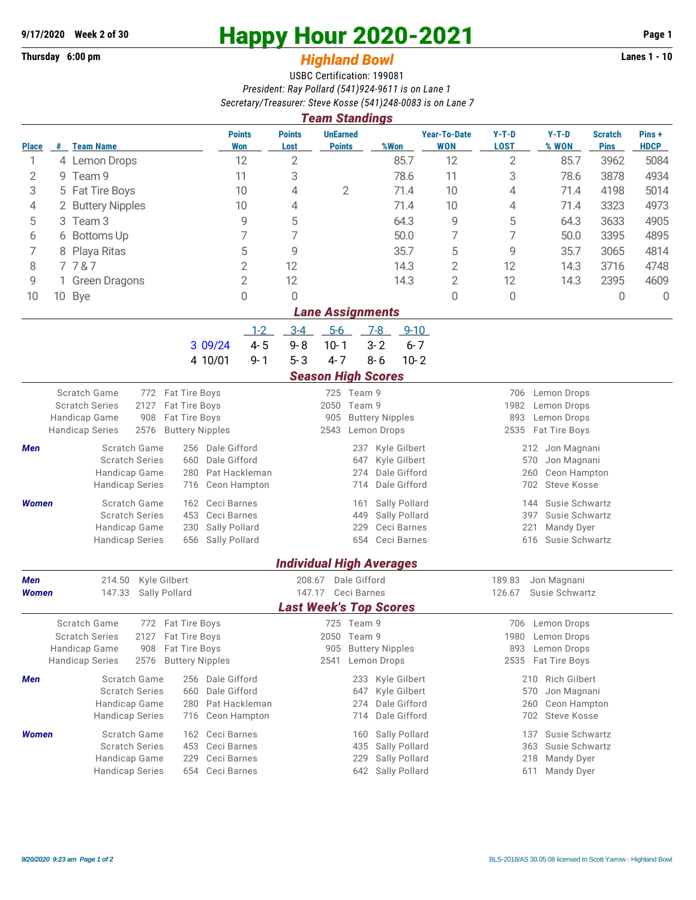9/17/2020 Week 2 of 30

Thursday 6:00 pm

# Happy Hour 2020-2021

## Highland Bowl

Lanes 1 - 10

USBC Certification: 199081

*President: Ray Pollard (541)924-9611 is on Lane 1*

*Secretary/Treasurer: Steve Kosse (541)248-0083 is on Lane 7*

### Team Standings

| Place | # | Team Name | Points Won | Points Lost | UnEarned Points | %Won | Year-To-Date WON | Y-T-D LOST | Y-T-D % WON | Scratch Pins | Pins + HDCP |
|---|---|---|---|---|---|---|---|---|---|---|---|
| 1 | 4 | Lemon Drops | 12 | 2 | | 85.7 | 12 | 2 | 85.7 | 3962 | 5084 |
| 2 | 9 | Team 9 | 11 | 3 | | 78.6 | 11 | 3 | 78.6 | 3878 | 4934 |
| 3 | 5 | Fat Tire Boys | 10 | 4 | 2 | 71.4 | 10 | 4 | 71.4 | 4198 | 5014 |
| 4 | 2 | Buttery Nipples | 10 | 4 | | 71.4 | 10 | 4 | 71.4 | 3323 | 4973 |
| 5 | 3 | Team 3 | 9 | 5 | | 64.3 | 9 | 5 | 64.3 | 3633 | 4905 |
| 6 | 6 | Bottoms Up | 7 | 7 | | 50.0 | 7 | 7 | 50.0 | 3395 | 4895 |
| 7 | 8 | Playa Ritas | 5 | 9 | | 35.7 | 5 | 9 | 35.7 | 3065 | 4814 |
| 8 | 7 | 7 & 7 | 2 | 12 | | 14.3 | 2 | 12 | 14.3 | 3716 | 4748 |
| 9 | 1 | Green Dragons | 2 | 12 | | 14.3 | 2 | 12 | 14.3 | 2395 | 4609 |
| 10 | 10 | Bye | 0 | 0 | | | 0 | 0 | | 0 | 0 |

### Lane Assignments

| | | 1-2 | 3-4 | 5-6 | 7-8 | 9-10 |
|---|---|---|---|---|---|---|
| 3 | 09/24 | 4- 5 | 9- 8 | 10- 1 | 3- 2 | 6- 7 |
| 4 | 10/01 | 9- 1 | 5- 3 | 4- 7 | 8- 6 | 10- 2 |

### Season High Scores

| | | | | | | |
|---|---|---|---|---|---|---|
| Scratch Game | 772 | Fat Tire Boys | 725 | Team 9 | 706 | Lemon Drops |
| Scratch Series | 2127 | Fat Tire Boys | 2050 | Team 9 | 1982 | Lemon Drops |
| Handicap Game | 908 | Fat Tire Boys | 905 | Buttery Nipples | 893 | Lemon Drops |
| Handicap Series | 2576 | Buttery Nipples | 2543 | Lemon Drops | 2535 | Fat Tire Boys |

**Men**

| | | | | | | |
|---|---|---|---|---|---|---|
| Scratch Game | 256 | Dale Gifford | 237 | Kyle Gilbert | 212 | Jon Magnani |
| Scratch Series | 660 | Dale Gifford | 647 | Kyle Gilbert | 570 | Jon Magnani |
| Handicap Game | 280 | Pat Hackleman | 274 | Dale Gifford | 260 | Ceon Hampton |
| Handicap Series | 716 | Ceon Hampton | 714 | Dale Gifford | 702 | Steve Kosse |

**Women**

| | | | | | | |
|---|---|---|---|---|---|---|
| Scratch Game | 162 | Ceci Barnes | 161 | Sally Pollard | 144 | Susie Schwartz |
| Scratch Series | 453 | Ceci Barnes | 449 | Sally Pollard | 397 | Susie Schwartz |
| Handicap Game | 230 | Sally Pollard | 229 | Ceci Barnes | 221 | Mandy Dyer |
| Handicap Series | 656 | Sally Pollard | 654 | Ceci Barnes | 616 | Susie Schwartz |

### Individual High Averages

| | | | | | | |
|---|---|---|---|---|---|---|
| **Men** | 214.50 | Kyle Gilbert | 208.67 | Dale Gifford | 189.83 | Jon Magnani |
| **Women** | 147.33 | Sally Pollard | 147.17 | Ceci Barnes | 126.67 | Susie Schwartz |

### Last Week's Top Scores

| | | | | | | |
|---|---|---|---|---|---|---|
| Scratch Game | 772 | Fat Tire Boys | 725 | Team 9 | 706 | Lemon Drops |
| Scratch Series | 2127 | Fat Tire Boys | 2050 | Team 9 | 1980 | Lemon Drops |
| Handicap Game | 908 | Fat Tire Boys | 905 | Buttery Nipples | 893 | Lemon Drops |
| Handicap Series | 2576 | Buttery Nipples | 2541 | Lemon Drops | 2535 | Fat Tire Boys |

**Men**

| | | | | | | |
|---|---|---|---|---|---|---|
| Scratch Game | 256 | Dale Gifford | 233 | Kyle Gilbert | 210 | Rich Gilbert |
| Scratch Series | 660 | Dale Gifford | 647 | Kyle Gilbert | 570 | Jon Magnani |
| Handicap Game | 280 | Pat Hackleman | 274 | Dale Gifford | 260 | Ceon Hampton |
| Handicap Series | 716 | Ceon Hampton | 714 | Dale Gifford | 702 | Steve Kosse |

**Women**

| | | | | | | |
|---|---|---|---|---|---|---|
| Scratch Game | 162 | Ceci Barnes | 160 | Sally Pollard | 137 | Susie Schwartz |
| Scratch Series | 453 | Ceci Barnes | 435 | Sally Pollard | 363 | Susie Schwartz |
| Handicap Game | 229 | Ceci Barnes | 229 | Sally Pollard | 218 | Mandy Dyer |
| Handicap Series | 654 | Ceci Barnes | 642 | Sally Pollard | 611 | Mandy Dyer |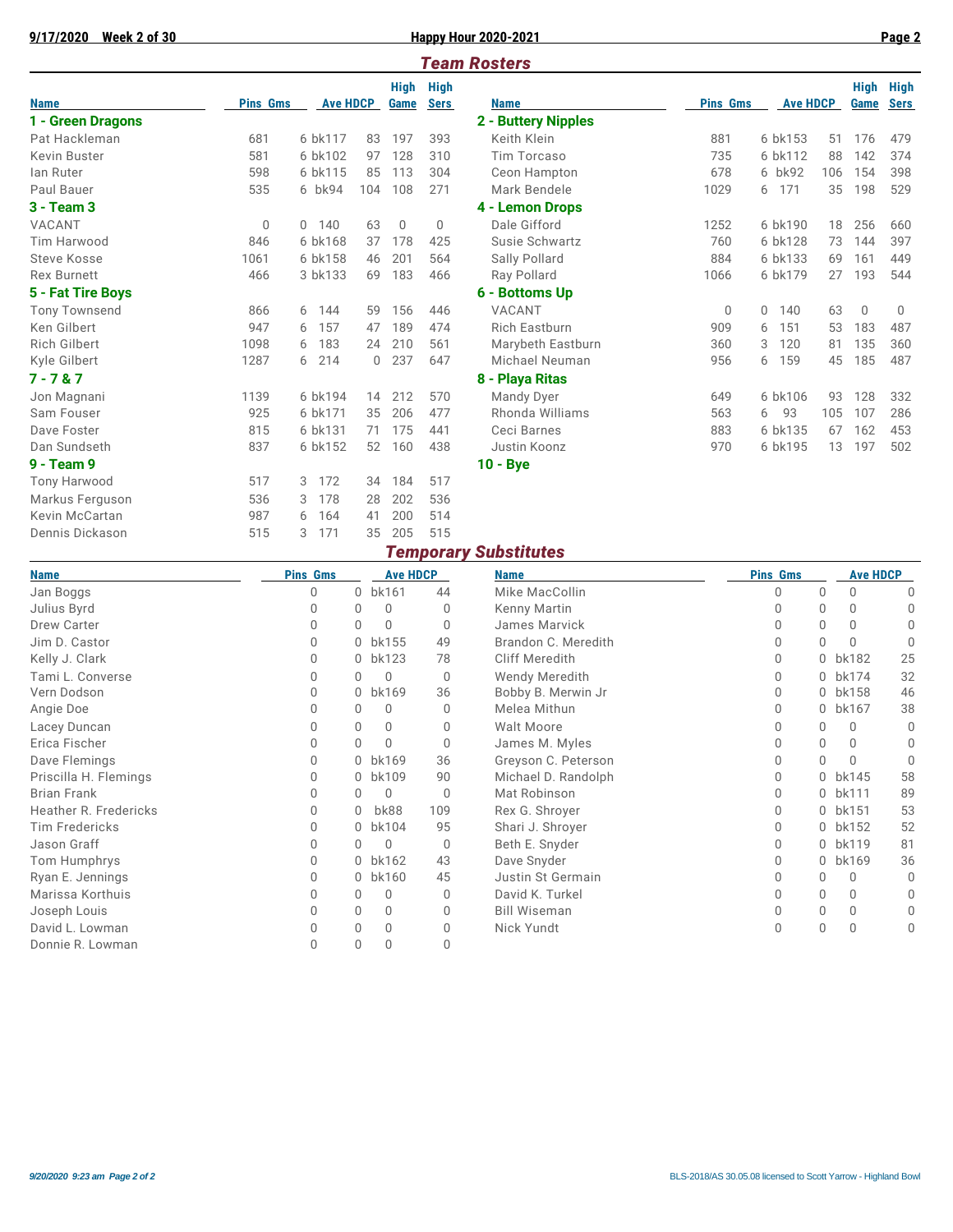## Team Rosters

| Name | Pins | Gms | Ave | HDCP | High Game | High Sers |
|---|---|---|---|---|---|---|
| **1 - Green Dragons** | | | | | | |
| Pat Hackleman | 681 | 6 | bk117 | 83 | 197 | 393 |
| Kevin Buster | 581 | 6 | bk102 | 97 | 128 | 310 |
| Ian Ruter | 598 | 6 | bk115 | 85 | 113 | 304 |
| Paul Bauer | 535 | 6 | bk94 | 104 | 108 | 271 |
| **2 - Buttery Nipples** | | | | | | |
| Keith Klein | 881 | 6 | bk153 | 51 | 176 | 479 |
| Tim Torcaso | 735 | 6 | bk112 | 88 | 142 | 374 |
| Ceon Hampton | 678 | 6 | bk92 | 106 | 154 | 398 |
| Mark Bendele | 1029 | 6 | 171 | 35 | 198 | 529 |
| **3 - Team 3** | | | | | | |
| VACANT | 0 | 0 | 140 | 63 | 0 | 0 |
| Tim Harwood | 846 | 6 | bk168 | 37 | 178 | 425 |
| Steve Kosse | 1061 | 6 | bk158 | 46 | 201 | 564 |
| Rex Burnett | 466 | 3 | bk133 | 69 | 183 | 466 |
| **4 - Lemon Drops** | | | | | | |
| Dale Gifford | 1252 | 6 | bk190 | 18 | 256 | 660 |
| Susie Schwartz | 760 | 6 | bk128 | 73 | 144 | 397 |
| Sally Pollard | 884 | 6 | bk133 | 69 | 161 | 449 |
| Ray Pollard | 1066 | 6 | bk179 | 27 | 193 | 544 |
| **5 - Fat Tire Boys** | | | | | | |
| Tony Townsend | 866 | 6 | 144 | 59 | 156 | 446 |
| Ken Gilbert | 947 | 6 | 157 | 47 | 189 | 474 |
| Rich Gilbert | 1098 | 6 | 183 | 24 | 210 | 561 |
| Kyle Gilbert | 1287 | 6 | 214 | 0 | 237 | 647 |
| **6 - Bottoms Up** | | | | | | |
| VACANT | 0 | 0 | 140 | 63 | 0 | 0 |
| Rich Eastburn | 909 | 6 | 151 | 53 | 183 | 487 |
| Marybeth Eastburn | 360 | 3 | 120 | 81 | 135 | 360 |
| Michael Neuman | 956 | 6 | 159 | 45 | 185 | 487 |
| **7 - 7 & 7** | | | | | | |
| Jon Magnani | 1139 | 6 | bk194 | 14 | 212 | 570 |
| Sam Fouser | 925 | 6 | bk171 | 35 | 206 | 477 |
| Dave Foster | 815 | 6 | bk131 | 71 | 175 | 441 |
| Dan Sundseth | 837 | 6 | bk152 | 52 | 160 | 438 |
| **8 - Playa Ritas** | | | | | | |
| Mandy Dyer | 649 | 6 | bk106 | 93 | 128 | 332 |
| Rhonda Williams | 563 | 6 | 93 | 105 | 107 | 286 |
| Ceci Barnes | 883 | 6 | bk135 | 67 | 162 | 453 |
| Justin Koonz | 970 | 6 | bk195 | 13 | 197 | 502 |
| **9 - Team 9** | | | | | | |
| Tony Harwood | 517 | 3 | 172 | 34 | 184 | 517 |
| Markus Ferguson | 536 | 3 | 178 | 28 | 202 | 536 |
| Kevin McCartan | 987 | 6 | 164 | 41 | 200 | 514 |
| Dennis Dickason | 515 | 3 | 171 | 35 | 205 | 515 |
| **10 - Bye** | | | | | | |

## Temporary Substitutes

| Name | Pins | Gms | Ave | HDCP |
|---|---|---|---|---|
| Jan Boggs | 0 | 0 | bk161 | 44 |
| Julius Byrd | 0 | 0 | 0 | 0 |
| Drew Carter | 0 | 0 | 0 | 0 |
| Jim D. Castor | 0 | 0 | bk155 | 49 |
| Kelly J. Clark | 0 | 0 | bk123 | 78 |
| Tami L. Converse | 0 | 0 | 0 | 0 |
| Vern Dodson | 0 | 0 | bk169 | 36 |
| Angie Doe | 0 | 0 | 0 | 0 |
| Lacey Duncan | 0 | 0 | 0 | 0 |
| Erica Fischer | 0 | 0 | 0 | 0 |
| Dave Flemings | 0 | 0 | bk169 | 36 |
| Priscilla H. Flemings | 0 | 0 | bk109 | 90 |
| Brian Frank | 0 | 0 | 0 | 0 |
| Heather R. Fredericks | 0 | 0 | bk88 | 109 |
| Tim Fredericks | 0 | 0 | bk104 | 95 |
| Jason Graff | 0 | 0 | 0 | 0 |
| Tom Humphrys | 0 | 0 | bk162 | 43 |
| Ryan E. Jennings | 0 | 0 | bk160 | 45 |
| Marissa Korthuis | 0 | 0 | 0 | 0 |
| Joseph Louis | 0 | 0 | 0 | 0 |
| David L. Lowman | 0 | 0 | 0 | 0 |
| Donnie R. Lowman | 0 | 0 | 0 | 0 |
| Mike MacCollin | 0 | 0 | 0 | 0 |
| Kenny Martin | 0 | 0 | 0 | 0 |
| James Marvick | 0 | 0 | 0 | 0 |
| Brandon C. Meredith | 0 | 0 | 0 | 0 |
| Cliff Meredith | 0 | 0 | bk182 | 25 |
| Wendy Meredith | 0 | 0 | bk174 | 32 |
| Bobby B. Merwin Jr | 0 | 0 | bk158 | 46 |
| Melea Mithun | 0 | 0 | bk167 | 38 |
| Walt Moore | 0 | 0 | 0 | 0 |
| James M. Myles | 0 | 0 | 0 | 0 |
| Greyson C. Peterson | 0 | 0 | 0 | 0 |
| Michael D. Randolph | 0 | 0 | bk145 | 58 |
| Mat Robinson | 0 | 0 | bk111 | 89 |
| Rex G. Shroyer | 0 | 0 | bk151 | 53 |
| Shari J. Shroyer | 0 | 0 | bk152 | 52 |
| Beth E. Snyder | 0 | 0 | bk119 | 81 |
| Dave Snyder | 0 | 0 | bk169 | 36 |
| Justin St Germain | 0 | 0 | 0 | 0 |
| David K. Turkel | 0 | 0 | 0 | 0 |
| Bill Wiseman | 0 | 0 | 0 | 0 |
| Nick Yundt | 0 | 0 | 0 | 0 |